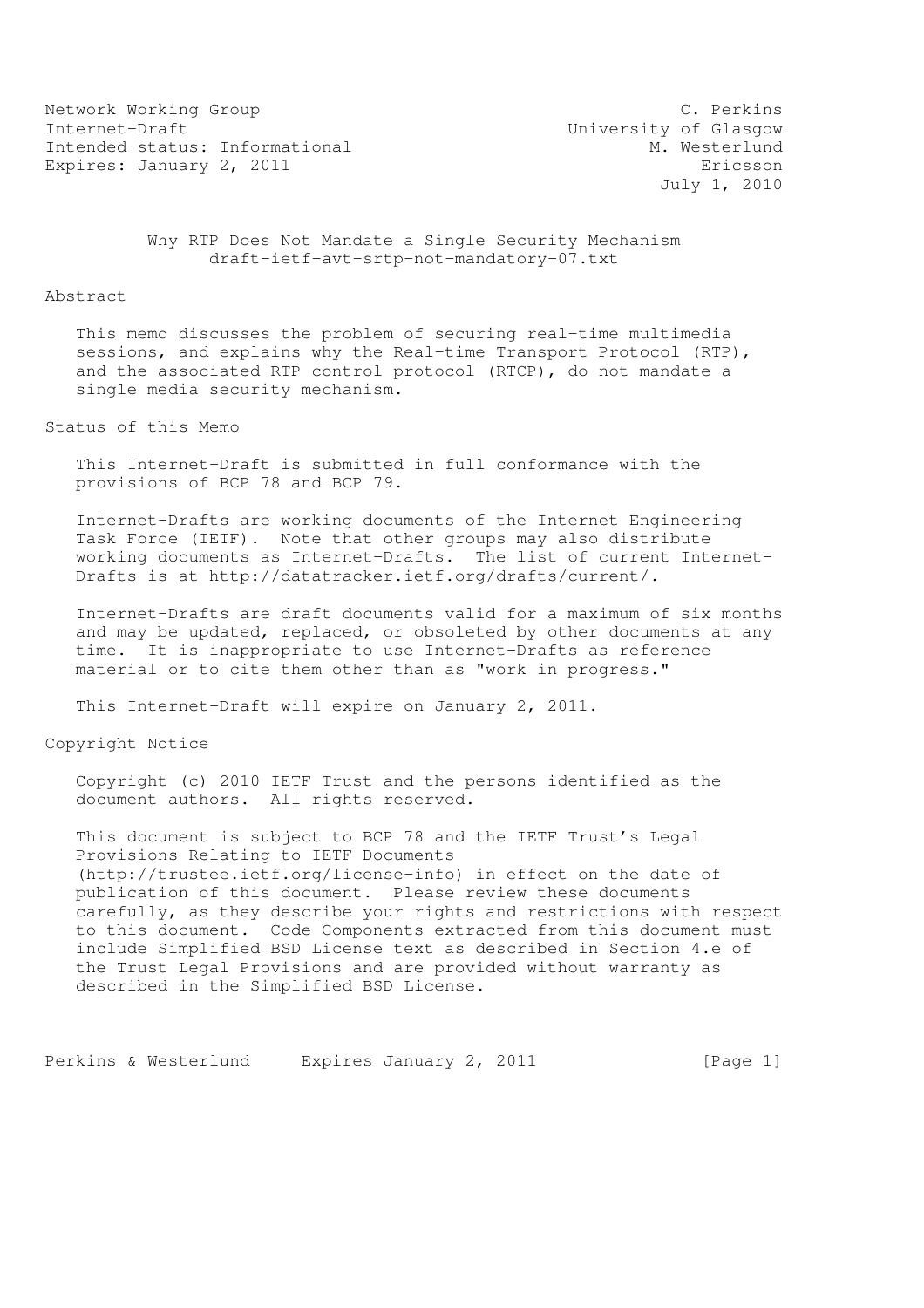Network Working Group                                         C. Perkins
Internet-Draft                                    University of Glasgow
Intended status: Informational                             M. Westerlund
Expires: January 2, 2011                                        Ericsson
                                                            July 1, 2010

# Why RTP Does Not Mandate a Single Security Mechanism

draft-ietf-avt-srtp-not-mandatory-07.txt

## Abstract

This memo discusses the problem of securing real-time multimedia sessions, and explains why the Real-time Transport Protocol (RTP), and the associated RTP control protocol (RTCP), do not mandate a single media security mechanism.

## Status of this Memo

This Internet-Draft is submitted in full conformance with the provisions of BCP 78 and BCP 79.

Internet-Drafts are working documents of the Internet Engineering Task Force (IETF). Note that other groups may also distribute working documents as Internet-Drafts. The list of current Internet-Drafts is at http://datatracker.ietf.org/drafts/current/.

Internet-Drafts are draft documents valid for a maximum of six months and may be updated, replaced, or obsoleted by other documents at any time. It is inappropriate to use Internet-Drafts as reference material or to cite them other than as "work in progress."

This Internet-Draft will expire on January 2, 2011.

## Copyright Notice

Copyright (c) 2010 IETF Trust and the persons identified as the document authors. All rights reserved.

This document is subject to BCP 78 and the IETF Trust's Legal Provisions Relating to IETF Documents (http://trustee.ietf.org/license-info) in effect on the date of publication of this document. Please review these documents carefully, as they describe your rights and restrictions with respect to this document. Code Components extracted from this document must include Simplified BSD License text as described in Section 4.e of the Trust Legal Provisions and are provided without warranty as described in the Simplified BSD License.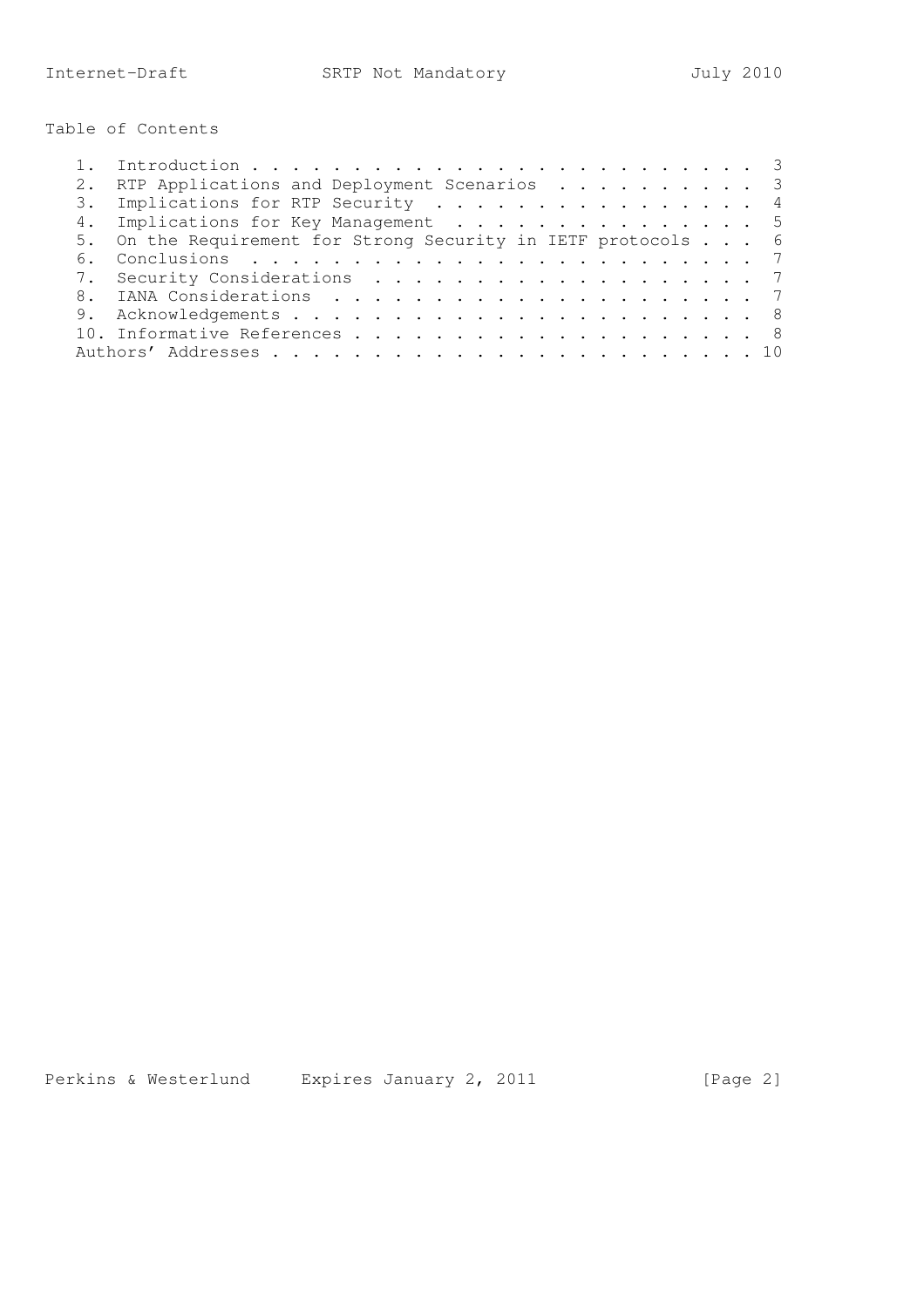Table of Contents

```
   1.  Introduction . . . . . . . . . . . . . . . . . . . . . . . . .  3
   2.  RTP Applications and Deployment Scenarios  . . . . . . . . . .  3
   3.  Implications for RTP Security  . . . . . . . . . . . . . . . .  4
   4.  Implications for Key Management  . . . . . . . . . . . . . . .  5
   5.  On the Requirement for Strong Security in IETF protocols . . .  6
   6.  Conclusions  . . . . . . . . . . . . . . . . . . . . . . . . .  7
   7.  Security Considerations  . . . . . . . . . . . . . . . . . . .  7
   8.  IANA Considerations  . . . . . . . . . . . . . . . . . . . . .  7
   9.  Acknowledgements . . . . . . . . . . . . . . . . . . . . . . .  8
   10. Informative References . . . . . . . . . . . . . . . . . . . .  8
   Authors' Addresses . . . . . . . . . . . . . . . . . . . . . . . . 10
```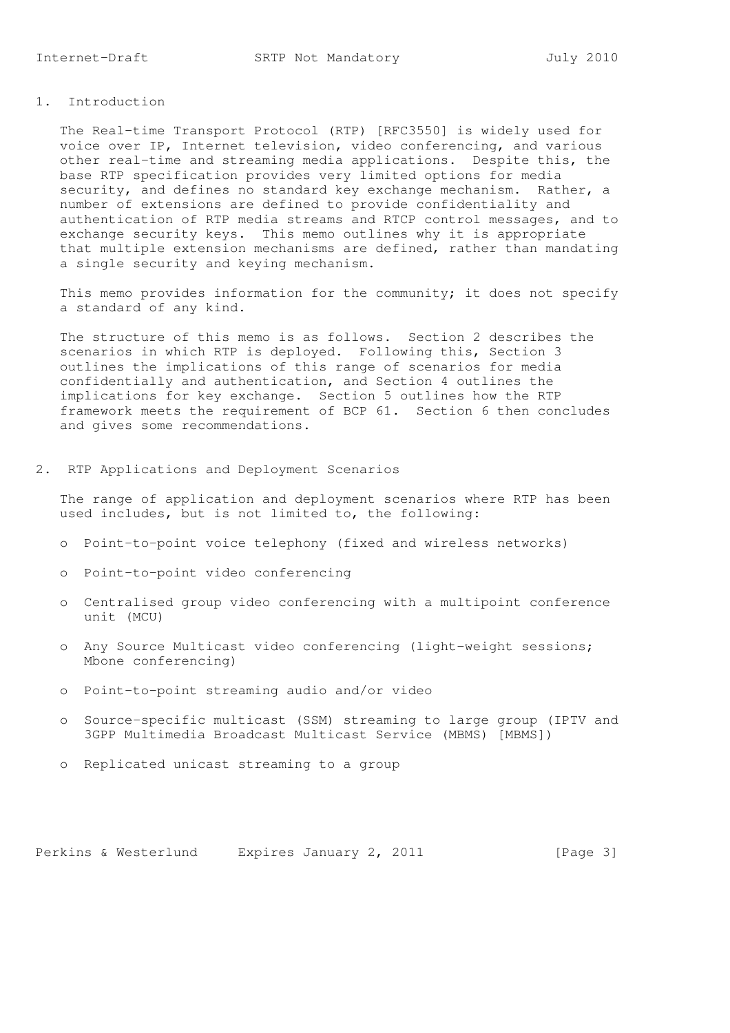## 1. Introduction

The Real-time Transport Protocol (RTP) [RFC3550] is widely used for voice over IP, Internet television, video conferencing, and various other real-time and streaming media applications. Despite this, the base RTP specification provides very limited options for media security, and defines no standard key exchange mechanism. Rather, a number of extensions are defined to provide confidentiality and authentication of RTP media streams and RTCP control messages, and to exchange security keys. This memo outlines why it is appropriate that multiple extension mechanisms are defined, rather than mandating a single security and keying mechanism.

This memo provides information for the community; it does not specify a standard of any kind.

The structure of this memo is as follows. Section 2 describes the scenarios in which RTP is deployed. Following this, Section 3 outlines the implications of this range of scenarios for media confidentially and authentication, and Section 4 outlines the implications for key exchange. Section 5 outlines how the RTP framework meets the requirement of BCP 61. Section 6 then concludes and gives some recommendations.

## 2. RTP Applications and Deployment Scenarios

The range of application and deployment scenarios where RTP has been used includes, but is not limited to, the following:

- Point-to-point voice telephony (fixed and wireless networks)
- Point-to-point video conferencing
- Centralised group video conferencing with a multipoint conference unit (MCU)
- Any Source Multicast video conferencing (light-weight sessions; Mbone conferencing)
- Point-to-point streaming audio and/or video
- Source-specific multicast (SSM) streaming to large group (IPTV and 3GPP Multimedia Broadcast Multicast Service (MBMS) [MBMS])
- Replicated unicast streaming to a group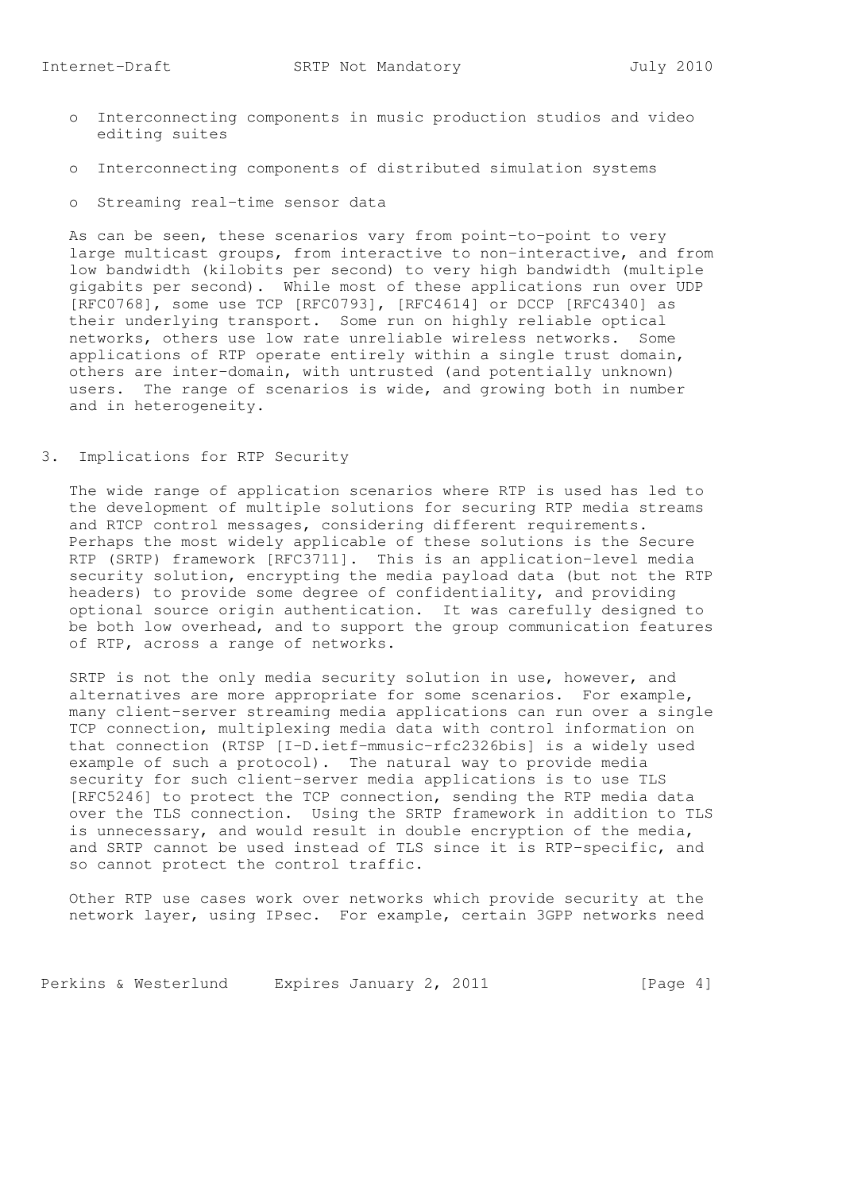- Interconnecting components in music production studios and video editing suites

- Interconnecting components of distributed simulation systems

- Streaming real-time sensor data

As can be seen, these scenarios vary from point-to-point to very large multicast groups, from interactive to non-interactive, and from low bandwidth (kilobits per second) to very high bandwidth (multiple gigabits per second). While most of these applications run over UDP [RFC0768], some use TCP [RFC0793], [RFC4614] or DCCP [RFC4340] as their underlying transport. Some run on highly reliable optical networks, others use low rate unreliable wireless networks. Some applications of RTP operate entirely within a single trust domain, others are inter-domain, with untrusted (and potentially unknown) users. The range of scenarios is wide, and growing both in number and in heterogeneity.

## 3. Implications for RTP Security

The wide range of application scenarios where RTP is used has led to the development of multiple solutions for securing RTP media streams and RTCP control messages, considering different requirements. Perhaps the most widely applicable of these solutions is the Secure RTP (SRTP) framework [RFC3711]. This is an application-level media security solution, encrypting the media payload data (but not the RTP headers) to provide some degree of confidentiality, and providing optional source origin authentication. It was carefully designed to be both low overhead, and to support the group communication features of RTP, across a range of networks.

SRTP is not the only media security solution in use, however, and alternatives are more appropriate for some scenarios. For example, many client-server streaming media applications can run over a single TCP connection, multiplexing media data with control information on that connection (RTSP [I-D.ietf-mmusic-rfc2326bis] is a widely used example of such a protocol). The natural way to provide media security for such client-server media applications is to use TLS [RFC5246] to protect the TCP connection, sending the RTP media data over the TLS connection. Using the SRTP framework in addition to TLS is unnecessary, and would result in double encryption of the media, and SRTP cannot be used instead of TLS since it is RTP-specific, and so cannot protect the control traffic.

Other RTP use cases work over networks which provide security at the network layer, using IPsec. For example, certain 3GPP networks need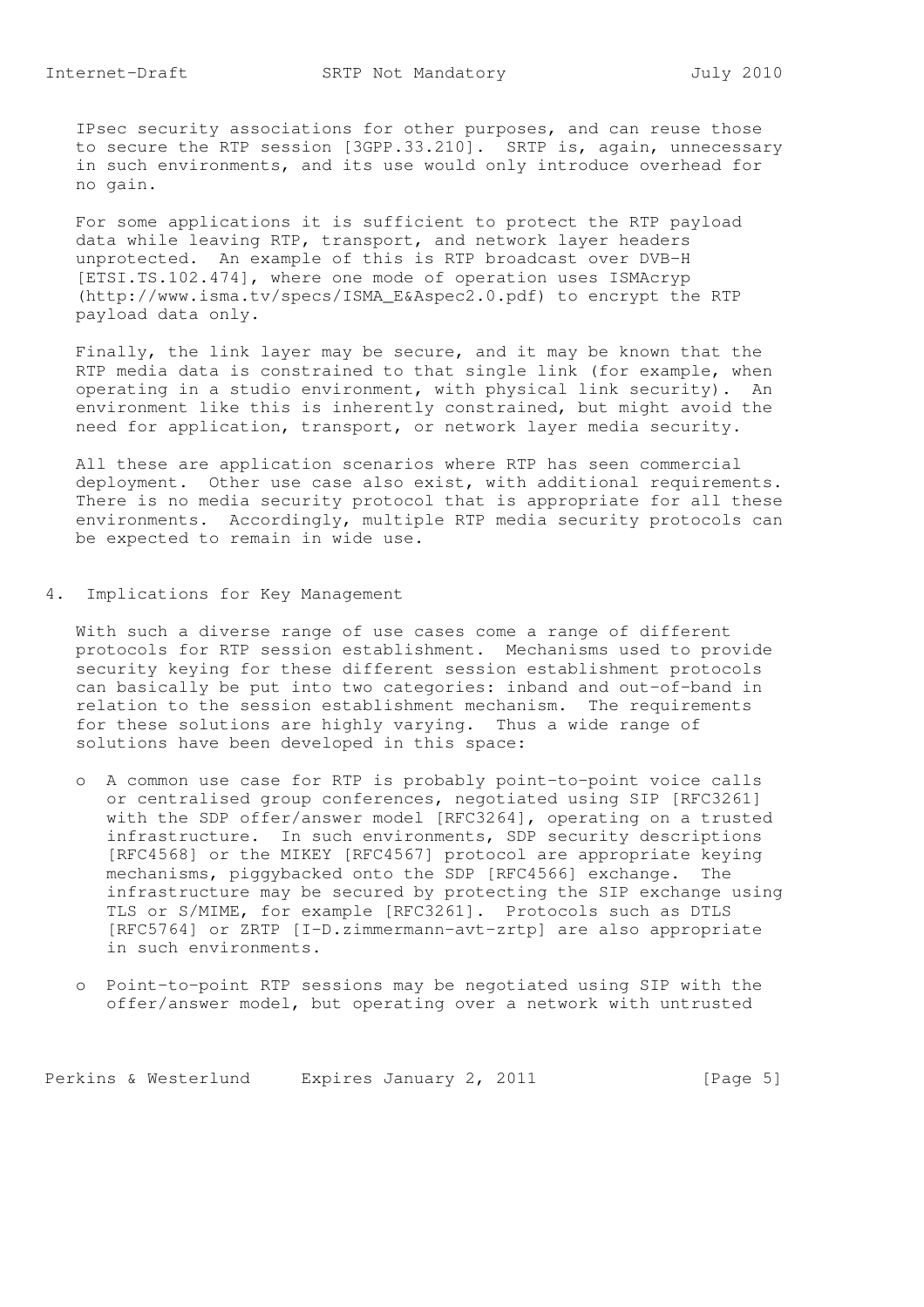IPsec security associations for other purposes, and can reuse those to secure the RTP session [3GPP.33.210]. SRTP is, again, unnecessary in such environments, and its use would only introduce overhead for no gain.

For some applications it is sufficient to protect the RTP payload data while leaving RTP, transport, and network layer headers unprotected. An example of this is RTP broadcast over DVB-H [ETSI.TS.102.474], where one mode of operation uses ISMAcryp (http://www.isma.tv/specs/ISMA_E&Aspec2.0.pdf) to encrypt the RTP payload data only.

Finally, the link layer may be secure, and it may be known that the RTP media data is constrained to that single link (for example, when operating in a studio environment, with physical link security). An environment like this is inherently constrained, but might avoid the need for application, transport, or network layer media security.

All these are application scenarios where RTP has seen commercial deployment. Other use case also exist, with additional requirements. There is no media security protocol that is appropriate for all these environments. Accordingly, multiple RTP media security protocols can be expected to remain in wide use.

## 4. Implications for Key Management

With such a diverse range of use cases come a range of different protocols for RTP session establishment. Mechanisms used to provide security keying for these different session establishment protocols can basically be put into two categories: inband and out-of-band in relation to the session establishment mechanism. The requirements for these solutions are highly varying. Thus a wide range of solutions have been developed in this space:

- A common use case for RTP is probably point-to-point voice calls or centralised group conferences, negotiated using SIP [RFC3261] with the SDP offer/answer model [RFC3264], operating on a trusted infrastructure. In such environments, SDP security descriptions [RFC4568] or the MIKEY [RFC4567] protocol are appropriate keying mechanisms, piggybacked onto the SDP [RFC4566] exchange. The infrastructure may be secured by protecting the SIP exchange using TLS or S/MIME, for example [RFC3261]. Protocols such as DTLS [RFC5764] or ZRTP [I-D.zimmermann-avt-zrtp] are also appropriate in such environments.

- Point-to-point RTP sessions may be negotiated using SIP with the offer/answer model, but operating over a network with untrusted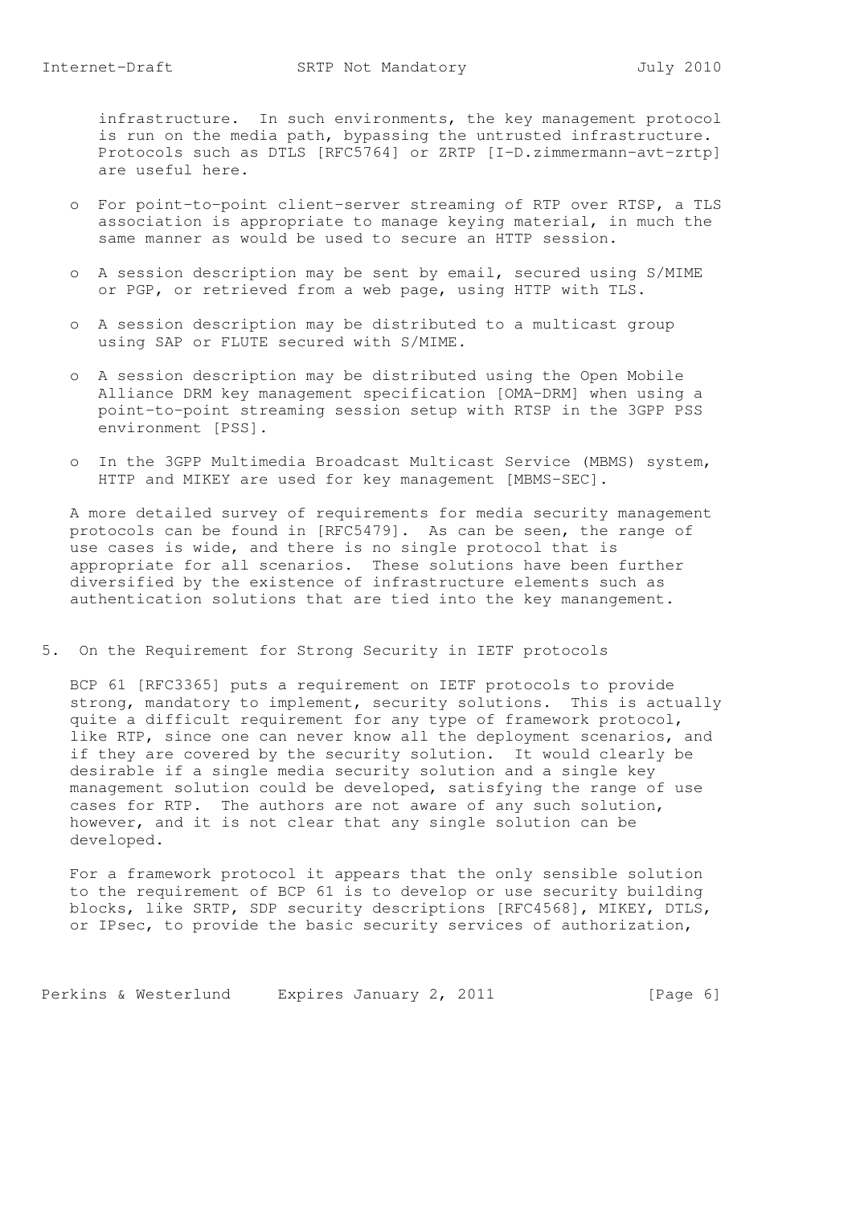infrastructure. In such environments, the key management protocol is run on the media path, bypassing the untrusted infrastructure. Protocols such as DTLS [RFC5764] or ZRTP [I-D.zimmermann-avt-zrtp] are useful here.

- For point-to-point client-server streaming of RTP over RTSP, a TLS association is appropriate to manage keying material, in much the same manner as would be used to secure an HTTP session.

- A session description may be sent by email, secured using S/MIME or PGP, or retrieved from a web page, using HTTP with TLS.

- A session description may be distributed to a multicast group using SAP or FLUTE secured with S/MIME.

- A session description may be distributed using the Open Mobile Alliance DRM key management specification [OMA-DRM] when using a point-to-point streaming session setup with RTSP in the 3GPP PSS environment [PSS].

- In the 3GPP Multimedia Broadcast Multicast Service (MBMS) system, HTTP and MIKEY are used for key management [MBMS-SEC].

A more detailed survey of requirements for media security management protocols can be found in [RFC5479]. As can be seen, the range of use cases is wide, and there is no single protocol that is appropriate for all scenarios. These solutions have been further diversified by the existence of infrastructure elements such as authentication solutions that are tied into the key manangement.

## 5. On the Requirement for Strong Security in IETF protocols

BCP 61 [RFC3365] puts a requirement on IETF protocols to provide strong, mandatory to implement, security solutions. This is actually quite a difficult requirement for any type of framework protocol, like RTP, since one can never know all the deployment scenarios, and if they are covered by the security solution. It would clearly be desirable if a single media security solution and a single key management solution could be developed, satisfying the range of use cases for RTP. The authors are not aware of any such solution, however, and it is not clear that any single solution can be developed.

For a framework protocol it appears that the only sensible solution to the requirement of BCP 61 is to develop or use security building blocks, like SRTP, SDP security descriptions [RFC4568], MIKEY, DTLS, or IPsec, to provide the basic security services of authorization,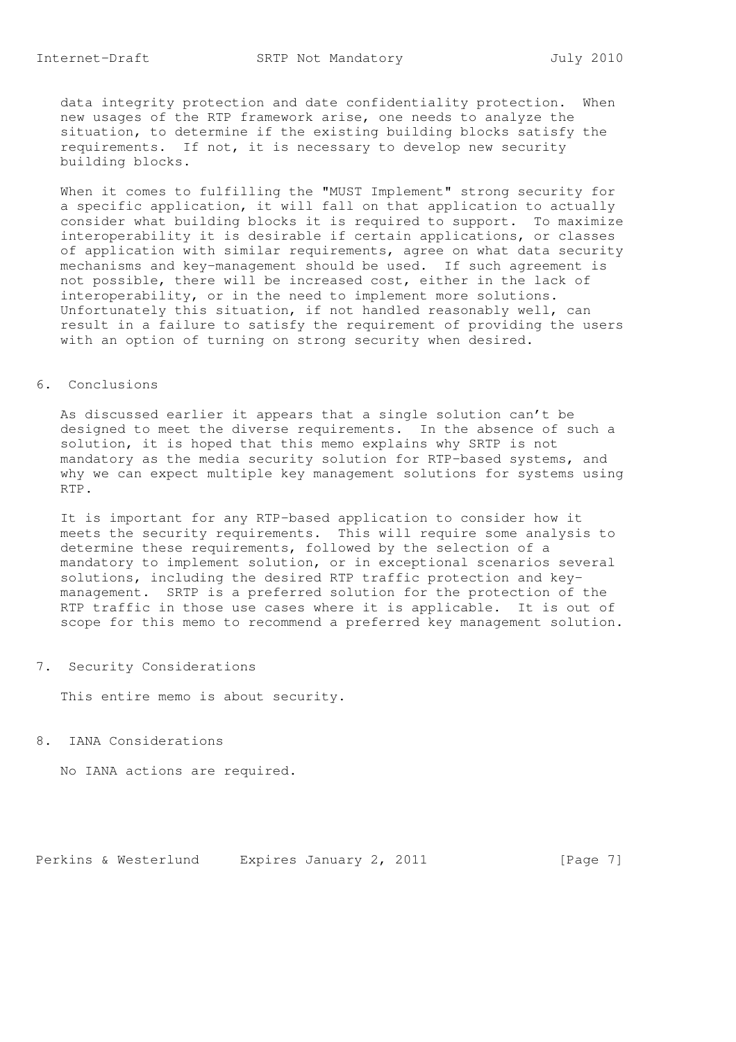data integrity protection and date confidentiality protection. When new usages of the RTP framework arise, one needs to analyze the situation, to determine if the existing building blocks satisfy the requirements. If not, it is necessary to develop new security building blocks.

When it comes to fulfilling the "MUST Implement" strong security for a specific application, it will fall on that application to actually consider what building blocks it is required to support. To maximize interoperability it is desirable if certain applications, or classes of application with similar requirements, agree on what data security mechanisms and key-management should be used. If such agreement is not possible, there will be increased cost, either in the lack of interoperability, or in the need to implement more solutions. Unfortunately this situation, if not handled reasonably well, can result in a failure to satisfy the requirement of providing the users with an option of turning on strong security when desired.

## 6. Conclusions

As discussed earlier it appears that a single solution can't be designed to meet the diverse requirements. In the absence of such a solution, it is hoped that this memo explains why SRTP is not mandatory as the media security solution for RTP-based systems, and why we can expect multiple key management solutions for systems using RTP.

It is important for any RTP-based application to consider how it meets the security requirements. This will require some analysis to determine these requirements, followed by the selection of a mandatory to implement solution, or in exceptional scenarios several solutions, including the desired RTP traffic protection and key-management. SRTP is a preferred solution for the protection of the RTP traffic in those use cases where it is applicable. It is out of scope for this memo to recommend a preferred key management solution.

## 7. Security Considerations

This entire memo is about security.

## 8. IANA Considerations

No IANA actions are required.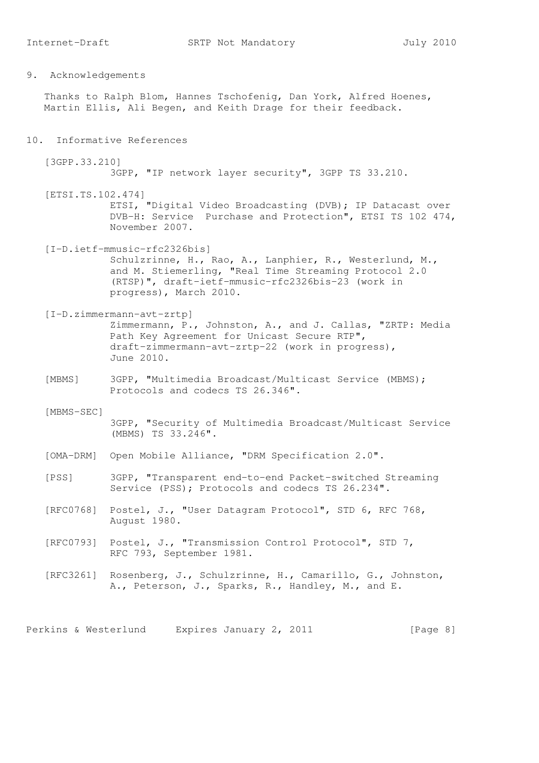## 9. Acknowledgements

Thanks to Ralph Blom, Hannes Tschofenig, Dan York, Alfred Hoenes, Martin Ellis, Ali Begen, and Keith Drage for their feedback.

## 10. Informative References

[3GPP.33.210]
3GPP, "IP network layer security", 3GPP TS 33.210.

[ETSI.TS.102.474]
ETSI, "Digital Video Broadcasting (DVB); IP Datacast over DVB-H: Service Purchase and Protection", ETSI TS 102 474, November 2007.

[I-D.ietf-mmusic-rfc2326bis]
Schulzrinne, H., Rao, A., Lanphier, R., Westerlund, M., and M. Stiemerling, "Real Time Streaming Protocol 2.0 (RTSP)", draft-ietf-mmusic-rfc2326bis-23 (work in progress), March 2010.

[I-D.zimmermann-avt-zrtp]
Zimmermann, P., Johnston, A., and J. Callas, "ZRTP: Media Path Key Agreement for Unicast Secure RTP", draft-zimmermann-avt-zrtp-22 (work in progress), June 2010.

[MBMS] 3GPP, "Multimedia Broadcast/Multicast Service (MBMS); Protocols and codecs TS 26.346".

[MBMS-SEC]
3GPP, "Security of Multimedia Broadcast/Multicast Service (MBMS) TS 33.246".

[OMA-DRM] Open Mobile Alliance, "DRM Specification 2.0".

[PSS] 3GPP, "Transparent end-to-end Packet-switched Streaming Service (PSS); Protocols and codecs TS 26.234".

[RFC0768] Postel, J., "User Datagram Protocol", STD 6, RFC 768, August 1980.

[RFC0793] Postel, J., "Transmission Control Protocol", STD 7, RFC 793, September 1981.

[RFC3261] Rosenberg, J., Schulzrinne, H., Camarillo, G., Johnston, A., Peterson, J., Sparks, R., Handley, M., and E.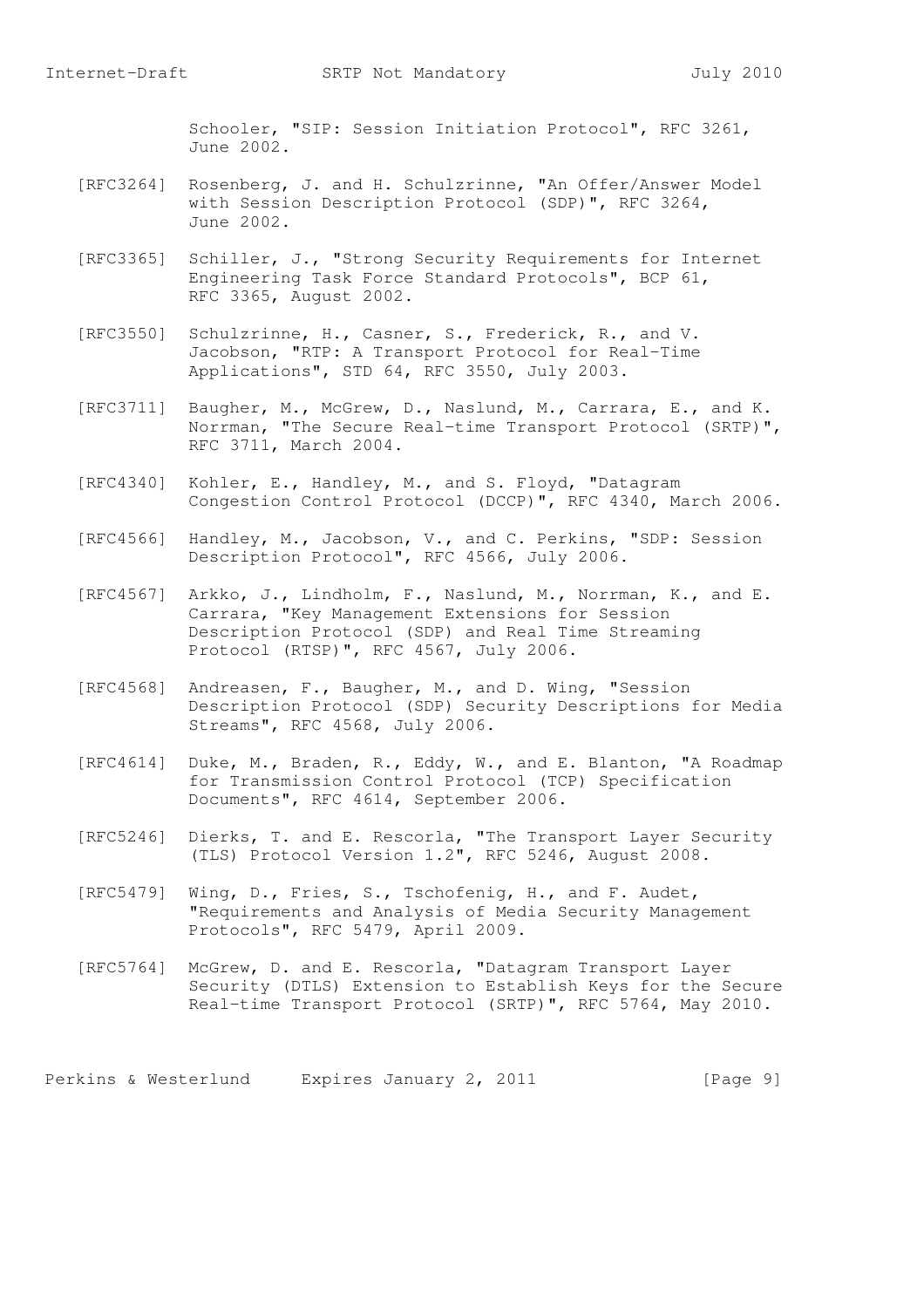Schooler, "SIP: Session Initiation Protocol", RFC 3261, June 2002.

[RFC3264] Rosenberg, J. and H. Schulzrinne, "An Offer/Answer Model with Session Description Protocol (SDP)", RFC 3264, June 2002.

[RFC3365] Schiller, J., "Strong Security Requirements for Internet Engineering Task Force Standard Protocols", BCP 61, RFC 3365, August 2002.

[RFC3550] Schulzrinne, H., Casner, S., Frederick, R., and V. Jacobson, "RTP: A Transport Protocol for Real-Time Applications", STD 64, RFC 3550, July 2003.

[RFC3711] Baugher, M., McGrew, D., Naslund, M., Carrara, E., and K. Norrman, "The Secure Real-time Transport Protocol (SRTP)", RFC 3711, March 2004.

[RFC4340] Kohler, E., Handley, M., and S. Floyd, "Datagram Congestion Control Protocol (DCCP)", RFC 4340, March 2006.

[RFC4566] Handley, M., Jacobson, V., and C. Perkins, "SDP: Session Description Protocol", RFC 4566, July 2006.

[RFC4567] Arkko, J., Lindholm, F., Naslund, M., Norrman, K., and E. Carrara, "Key Management Extensions for Session Description Protocol (SDP) and Real Time Streaming Protocol (RTSP)", RFC 4567, July 2006.

[RFC4568] Andreasen, F., Baugher, M., and D. Wing, "Session Description Protocol (SDP) Security Descriptions for Media Streams", RFC 4568, July 2006.

[RFC4614] Duke, M., Braden, R., Eddy, W., and E. Blanton, "A Roadmap for Transmission Control Protocol (TCP) Specification Documents", RFC 4614, September 2006.

[RFC5246] Dierks, T. and E. Rescorla, "The Transport Layer Security (TLS) Protocol Version 1.2", RFC 5246, August 2008.

[RFC5479] Wing, D., Fries, S., Tschofenig, H., and F. Audet, "Requirements and Analysis of Media Security Management Protocols", RFC 5479, April 2009.

[RFC5764] McGrew, D. and E. Rescorla, "Datagram Transport Layer Security (DTLS) Extension to Establish Keys for the Secure Real-time Transport Protocol (SRTP)", RFC 5764, May 2010.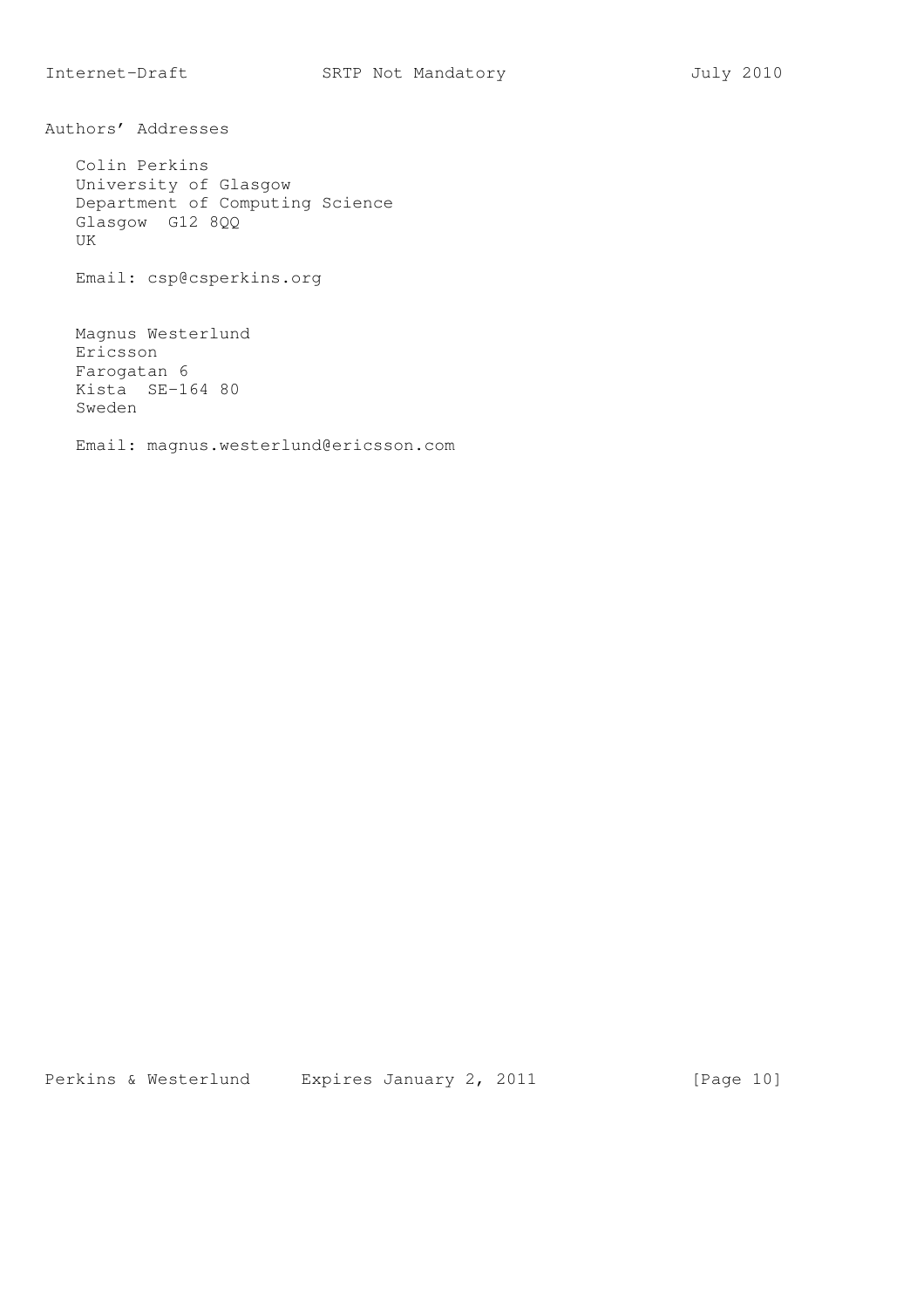# Authors' Addresses

Colin Perkins
University of Glasgow
Department of Computing Science
Glasgow  G12 8QQ
UK

Email: csp@csperkins.org

Magnus Westerlund
Ericsson
Farogatan 6
Kista  SE-164 80
Sweden

Email: magnus.westerlund@ericsson.com